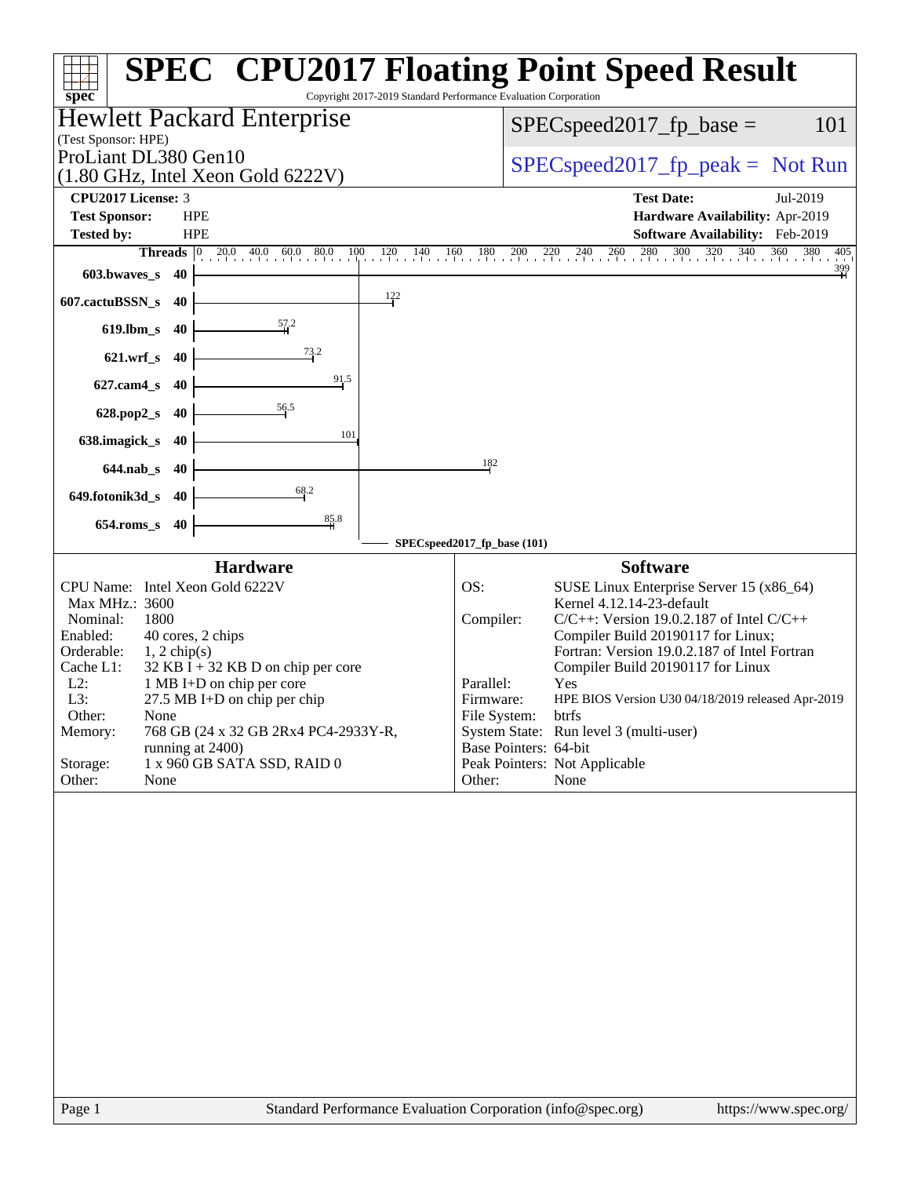# SPEC CPU2017 Floating Point Speed Result

Copyright 2017-2019 Standard Performance Evaluation Corporation

## Hewlett Packard Enterprise

(Test Sponsor: HPE)

ProLiant DL380 Gen10
(1.80 GHz, Intel Xeon Gold 6222V)

SPECspeed2017_fp_base = 101

SPECspeed2017_fp_peak = Not Run

| | | | |
|---|---|---|---|
| **CPU2017 License:** | 3 | **Test Date:** | Jul-2019 |
| **Test Sponsor:** | HPE | **Hardware Availability:** | Apr-2019 |
| **Tested by:** | HPE | **Software Availability:** | Feb-2019 |

| Benchmark | Threads | SPECspeed2017_fp_base |
|---|---|---|
| 603.bwaves_s | 40 | 399 |
| 607.cactuBSSN_s | 40 | 122 |
| 619.lbm_s | 40 | 57.2 |
| 621.wrf_s | 40 | 73.2 |
| 627.cam4_s | 40 | 91.5 |
| 628.pop2_s | 40 | 56.5 |
| 638.imagick_s | 40 | 101 |
| 644.nab_s | 40 | 182 |
| 649.fotonik3d_s | 40 | 68.2 |
| 654.roms_s | 40 | 85.8 |

SPECspeed2017_fp_base (101)

### Hardware

| | |
|---|---|
| CPU Name: | Intel Xeon Gold 6222V |
| Max MHz.: | 3600 |
| Nominal: | 1800 |
| Enabled: | 40 cores, 2 chips |
| Orderable: | 1, 2 chip(s) |
| Cache L1: | 32 KB I + 32 KB D on chip per core |
| L2: | 1 MB I+D on chip per core |
| L3: | 27.5 MB I+D on chip per chip |
| Other: | None |
| Memory: | 768 GB (24 x 32 GB 2Rx4 PC4-2933Y-R, running at 2400) |
| Storage: | 1 x 960 GB SATA SSD, RAID 0 |
| Other: | None |

### Software

| | |
|---|---|
| OS: | SUSE Linux Enterprise Server 15 (x86_64) Kernel 4.12.14-23-default |
| Compiler: | C/C++: Version 19.0.2.187 of Intel C/C++ Compiler Build 20190117 for Linux; Fortran: Version 19.0.2.187 of Intel Fortran Compiler Build 20190117 for Linux |
| Parallel: | Yes |
| Firmware: | HPE BIOS Version U30 04/18/2019 released Apr-2019 |
| File System: | btrfs |
| System State: | Run level 3 (multi-user) |
| Base Pointers: | 64-bit |
| Peak Pointers: | Not Applicable |
| Other: | None |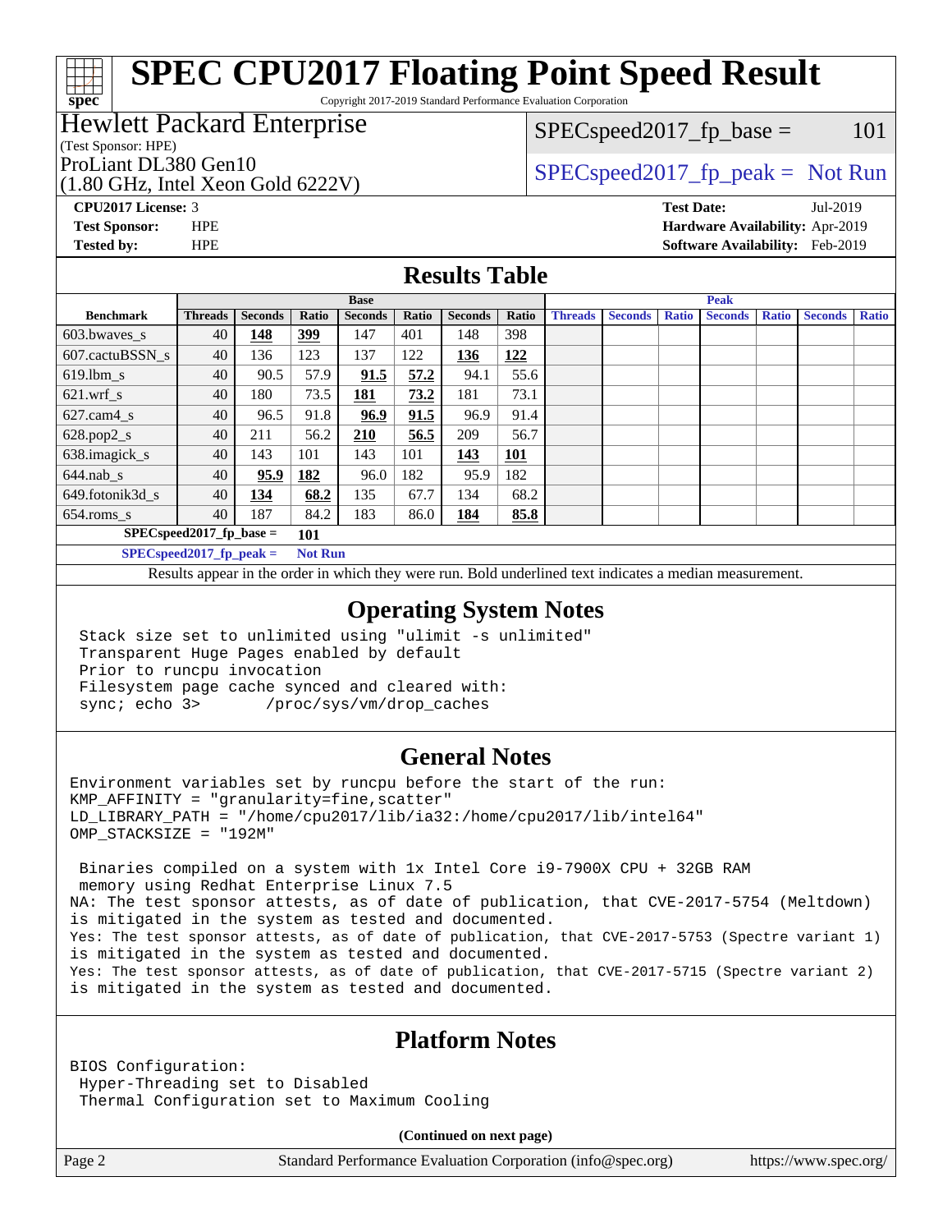# SPEC CPU2017 Floating Point Speed Result

Copyright 2017-2019 Standard Performance Evaluation Corporation

**Hewlett Packard Enterprise**
(Test Sponsor: HPE)
ProLiant DL380 Gen10
(1.80 GHz, Intel Xeon Gold 6222V)

SPECspeed2017_fp_base = 101

SPECspeed2017_fp_peak = Not Run

**CPU2017 License:** 3
**Test Sponsor:** HPE
**Tested by:** HPE

**Test Date:** Jul-2019
**Hardware Availability:** Apr-2019
**Software Availability:** Feb-2019

## Results Table

| Benchmark | Base | | | | | | | Peak | | | | | | |
|---|---|---|---|---|---|---|---|---|---|---|---|---|---|---|
| | Threads | Seconds | Ratio | Seconds | Ratio | Seconds | Ratio | Threads | Seconds | Ratio | Seconds | Ratio | Seconds | Ratio |
| 603.bwaves_s | 40 | **148** | **399** | 147 | 401 | 148 | 398 | | | | | | | |
| 607.cactuBSSN_s | 40 | 136 | 123 | 137 | 122 | **136** | **122** | | | | | | | |
| 619.lbm_s | 40 | 90.5 | 57.9 | **91.5** | **57.2** | 94.1 | 55.6 | | | | | | | |
| 621.wrf_s | 40 | 180 | 73.5 | **181** | **73.2** | 181 | 73.1 | | | | | | | |
| 627.cam4_s | 40 | 96.5 | 91.8 | **96.9** | **91.5** | 96.9 | 91.4 | | | | | | | |
| 628.pop2_s | 40 | 211 | 56.2 | **210** | **56.5** | 209 | 56.7 | | | | | | | |
| 638.imagick_s | 40 | 143 | 101 | 143 | 101 | **143** | **101** | | | | | | | |
| 644.nab_s | 40 | **95.9** | **182** | 96.0 | 182 | 95.9 | 182 | | | | | | | |
| 649.fotonik3d_s | 40 | **134** | **68.2** | 135 | 67.7 | 134 | 68.2 | | | | | | | |
| 654.roms_s | 40 | 187 | 84.2 | 183 | 86.0 | **184** | **85.8** | | | | | | | |

**SPECspeed2017_fp_base =** **101**

**SPECspeed2017_fp_peak =** **Not Run**

Results appear in the order in which they were run. Bold underlined text indicates a median measurement.

## Operating System Notes

```
Stack size set to unlimited using "ulimit -s unlimited"
Transparent Huge Pages enabled by default
Prior to runcpu invocation
Filesystem page cache synced and cleared with:
sync; echo 3>       /proc/sys/vm/drop_caches
```

## General Notes

```
Environment variables set by runcpu before the start of the run:
KMP_AFFINITY = "granularity=fine,scatter"
LD_LIBRARY_PATH = "/home/cpu2017/lib/ia32:/home/cpu2017/lib/intel64"
OMP_STACKSIZE = "192M"

 Binaries compiled on a system with 1x Intel Core i9-7900X CPU + 32GB RAM
 memory using Redhat Enterprise Linux 7.5
NA: The test sponsor attests, as of date of publication, that CVE-2017-5754 (Meltdown)
is mitigated in the system as tested and documented.
Yes: The test sponsor attests, as of date of publication, that CVE-2017-5753 (Spectre variant 1)
is mitigated in the system as tested and documented.
Yes: The test sponsor attests, as of date of publication, that CVE-2017-5715 (Spectre variant 2)
is mitigated in the system as tested and documented.
```

## Platform Notes

```
BIOS Configuration:
 Hyper-Threading set to Disabled
 Thermal Configuration set to Maximum Cooling
```

(Continued on next page)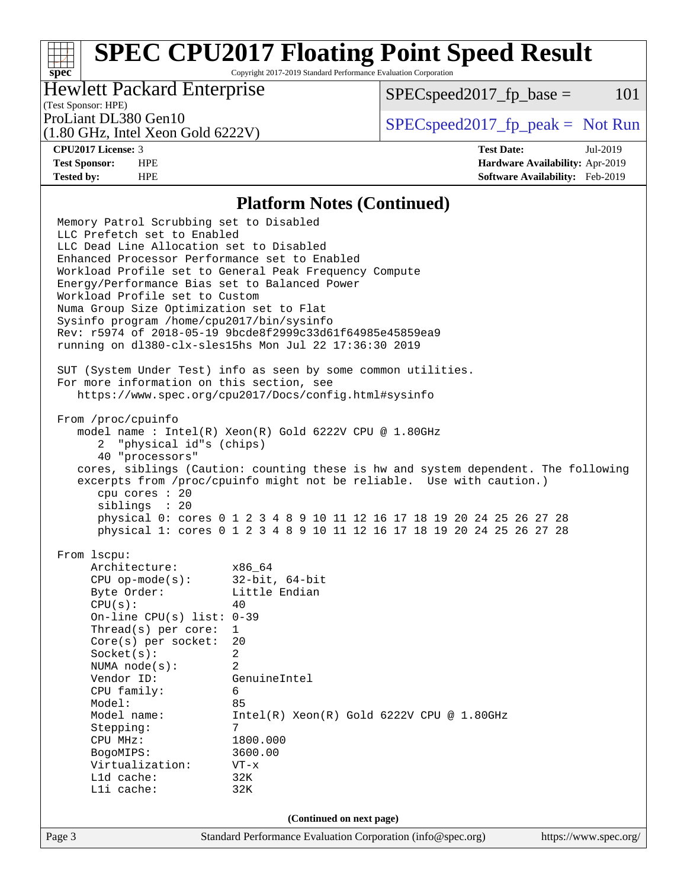## Platform Notes (Continued)

```
Memory Patrol Scrubbing set to Disabled
LLC Prefetch set to Enabled
LLC Dead Line Allocation set to Disabled
Enhanced Processor Performance set to Enabled
Workload Profile set to General Peak Frequency Compute
Energy/Performance Bias set to Balanced Power
Workload Profile set to Custom
Numa Group Size Optimization set to Flat
Sysinfo program /home/cpu2017/bin/sysinfo
Rev: r5974 of 2018-05-19 9bcde8f2999c33d61f64985e45859ea9
running on dl380-clx-sles15hs Mon Jul 22 17:36:30 2019

SUT (System Under Test) info as seen by some common utilities.
For more information on this section, see
   https://www.spec.org/cpu2017/Docs/config.html#sysinfo

From /proc/cpuinfo
   model name : Intel(R) Xeon(R) Gold 6222V CPU @ 1.80GHz
      2  "physical id"s (chips)
      40 "processors"
   cores, siblings (Caution: counting these is hw and system dependent. The following
   excerpts from /proc/cpuinfo might not be reliable.  Use with caution.)
      cpu cores : 20
      siblings  : 20
      physical 0: cores 0 1 2 3 4 8 9 10 11 12 16 17 18 19 20 24 25 26 27 28
      physical 1: cores 0 1 2 3 4 8 9 10 11 12 16 17 18 19 20 24 25 26 27 28

From lscpu:
     Architecture:        x86_64
     CPU op-mode(s):      32-bit, 64-bit
     Byte Order:          Little Endian
     CPU(s):              40
     On-line CPU(s) list: 0-39
     Thread(s) per core:  1
     Core(s) per socket:  20
     Socket(s):           2
     NUMA node(s):        2
     Vendor ID:           GenuineIntel
     CPU family:          6
     Model:               85
     Model name:          Intel(R) Xeon(R) Gold 6222V CPU @ 1.80GHz
     Stepping:            7
     CPU MHz:             1800.000
     BogoMIPS:            3600.00
     Virtualization:      VT-x
     L1d cache:           32K
     L1i cache:           32K
```

(Continued on next page)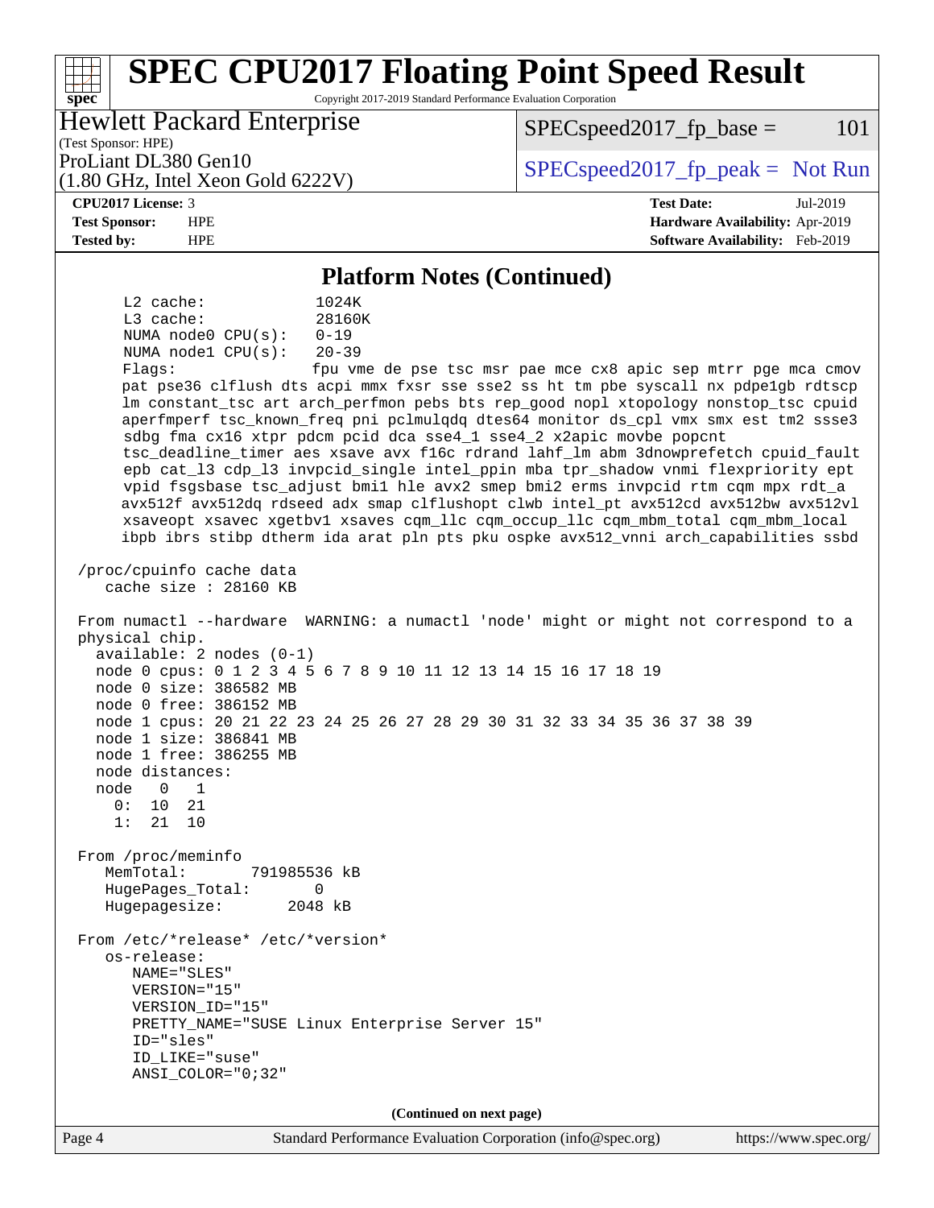## Platform Notes (Continued)

```
     L2 cache:              1024K
     L3 cache:              28160K
     NUMA node0 CPU(s):     0-19
     NUMA node1 CPU(s):     20-39
     Flags:                 fpu vme de pse tsc msr pae mce cx8 apic sep mtrr pge mca cmov
     pat pse36 clflush dts acpi mmx fxsr sse sse2 ss ht tm pbe syscall nx pdpe1gb rdtscp
     lm constant_tsc art arch_perfmon pebs bts rep_good nopl xtopology nonstop_tsc cpuid
     aperfmperf tsc_known_freq pni pclmulqdq dtes64 monitor ds_cpl vmx smx est tm2 ssse3
     sdbg fma cx16 xtpr pdcm pcid dca sse4_1 sse4_2 x2apic movbe popcnt
     tsc_deadline_timer aes xsave avx f16c rdrand lahf_lm abm 3dnowprefetch cpuid_fault
     epb cat_l3 cdp_l3 invpcid_single intel_ppin mba tpr_shadow vnmi flexpriority ept
     vpid fsgsbase tsc_adjust bmi1 hle avx2 smep bmi2 erms invpcid rtm cqm mpx rdt_a
     avx512f avx512dq rdseed adx smap clflushopt clwb intel_pt avx512cd avx512bw avx512vl
     xsaveopt xsavec xgetbv1 xsaves cqm_llc cqm_occup_llc cqm_mbm_total cqm_mbm_local
     ibpb ibrs stibp dtherm ida arat pln pts pku ospke avx512_vnni arch_capabilities ssbd

 /proc/cpuinfo cache data
    cache size : 28160 KB

 From numactl --hardware  WARNING: a numactl 'node' might or might not correspond to a
 physical chip.
   available: 2 nodes (0-1)
   node 0 cpus: 0 1 2 3 4 5 6 7 8 9 10 11 12 13 14 15 16 17 18 19
   node 0 size: 386582 MB
   node 0 free: 386152 MB
   node 1 cpus: 20 21 22 23 24 25 26 27 28 29 30 31 32 33 34 35 36 37 38 39
   node 1 size: 386841 MB
   node 1 free: 386255 MB
   node distances:
   node   0   1
     0:  10  21
     1:  21  10

 From /proc/meminfo
    MemTotal:       791985536 kB
    HugePages_Total:       0
    Hugepagesize:       2048 kB

 From /etc/*release* /etc/*version*
    os-release:
       NAME="SLES"
       VERSION="15"
       VERSION_ID="15"
       PRETTY_NAME="SUSE Linux Enterprise Server 15"
       ID="sles"
       ID_LIKE="suse"
       ANSI_COLOR="0;32"
```

(Continued on next page)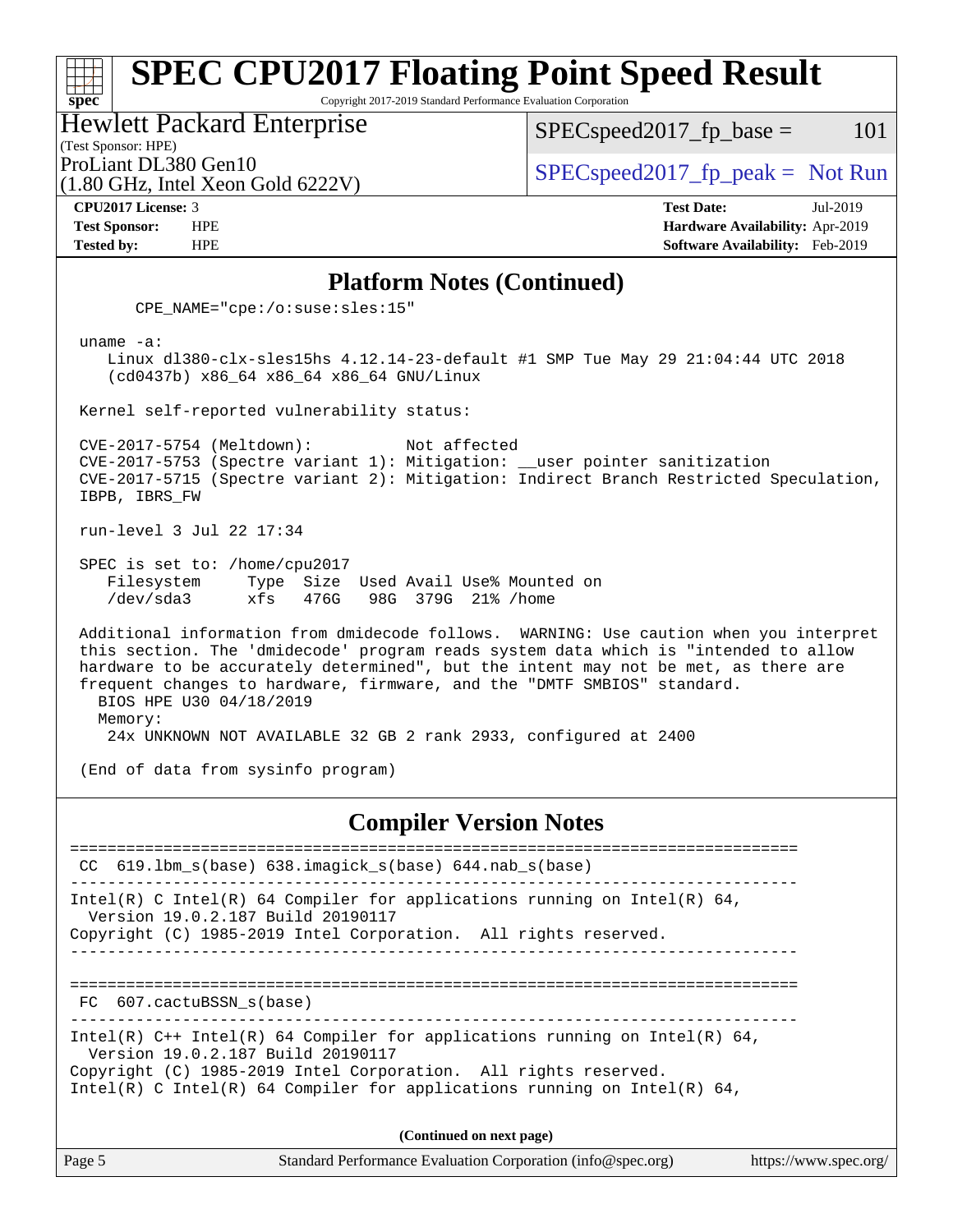# SPEC CPU2017 Floating Point Speed Result

Copyright 2017-2019 Standard Performance Evaluation Corporation

**Hewlett Packard Enterprise**
(Test Sponsor: HPE)
ProLiant DL380 Gen10
(1.80 GHz, Intel Xeon Gold 6222V)

SPECspeed2017_fp_base = 101

SPECspeed2017_fp_peak = Not Run

**CPU2017 License:** 3
**Test Sponsor:** HPE
**Tested by:** HPE

**Test Date:** Jul-2019
**Hardware Availability:** Apr-2019
**Software Availability:** Feb-2019

## Platform Notes (Continued)

```
      CPE_NAME="cpe:/o:suse:sles:15"

 uname -a:
    Linux dl380-clx-sles15hs 4.12.14-23-default #1 SMP Tue May 29 21:04:44 UTC 2018
    (cd0437b) x86_64 x86_64 x86_64 GNU/Linux

 Kernel self-reported vulnerability status:

 CVE-2017-5754 (Meltdown):          Not affected
 CVE-2017-5753 (Spectre variant 1): Mitigation: __user pointer sanitization
 CVE-2017-5715 (Spectre variant 2): Mitigation: Indirect Branch Restricted Speculation,
 IBPB, IBRS_FW

 run-level 3 Jul 22 17:34

 SPEC is set to: /home/cpu2017
    Filesystem     Type  Size  Used Avail Use% Mounted on
    /dev/sda3      xfs   476G   98G  379G  21% /home

 Additional information from dmidecode follows.  WARNING: Use caution when you interpret
 this section. The 'dmidecode' program reads system data which is "intended to allow
 hardware to be accurately determined", but the intent may not be met, as there are
 frequent changes to hardware, firmware, and the "DMTF SMBIOS" standard.
   BIOS HPE U30 04/18/2019
   Memory:
    24x UNKNOWN NOT AVAILABLE 32 GB 2 rank 2933, configured at 2400

 (End of data from sysinfo program)
```

## Compiler Version Notes

```
==============================================================================
 CC  619.lbm_s(base) 638.imagick_s(base) 644.nab_s(base)
------------------------------------------------------------------------------
Intel(R) C Intel(R) 64 Compiler for applications running on Intel(R) 64,
  Version 19.0.2.187 Build 20190117
Copyright (C) 1985-2019 Intel Corporation.  All rights reserved.
------------------------------------------------------------------------------

==============================================================================
 FC  607.cactuBSSN_s(base)
------------------------------------------------------------------------------
Intel(R) C++ Intel(R) 64 Compiler for applications running on Intel(R) 64,
  Version 19.0.2.187 Build 20190117
Copyright (C) 1985-2019 Intel Corporation.  All rights reserved.
Intel(R) C Intel(R) 64 Compiler for applications running on Intel(R) 64,
```

**(Continued on next page)**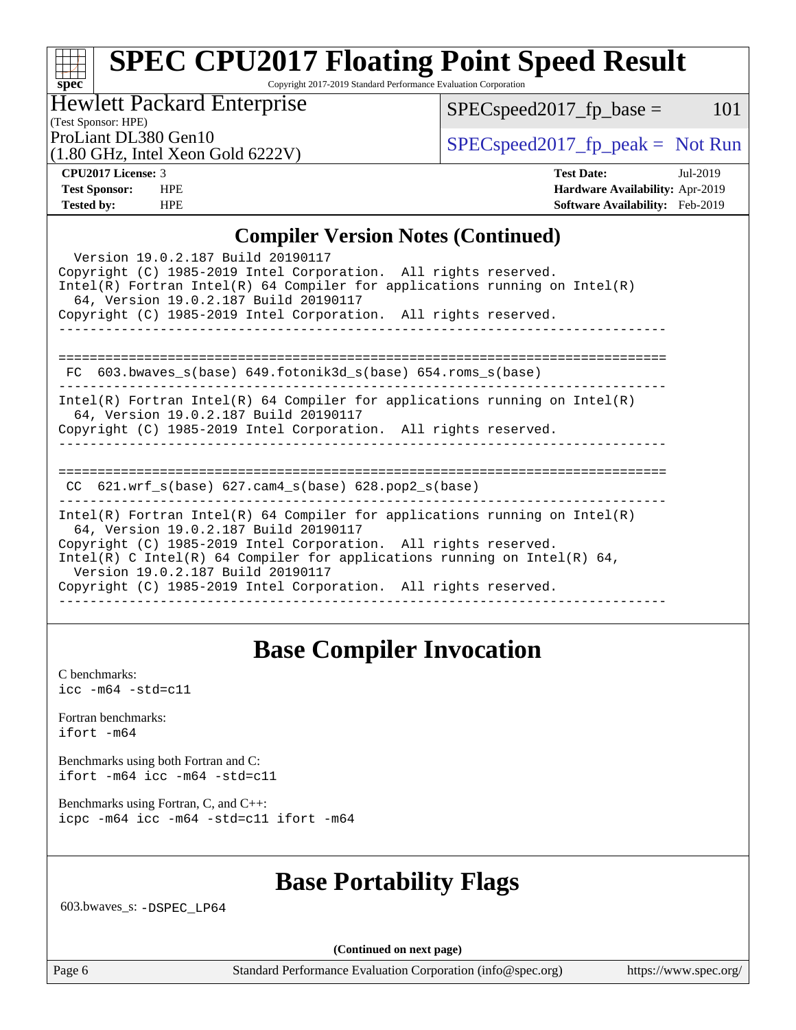## Compiler Version Notes (Continued)

```
  Version 19.0.2.187 Build 20190117
Copyright (C) 1985-2019 Intel Corporation.  All rights reserved.
Intel(R) Fortran Intel(R) 64 Compiler for applications running on Intel(R)
  64, Version 19.0.2.187 Build 20190117
Copyright (C) 1985-2019 Intel Corporation.  All rights reserved.
------------------------------------------------------------------------------

==============================================================================
 FC  603.bwaves_s(base) 649.fotonik3d_s(base) 654.roms_s(base)
------------------------------------------------------------------------------
Intel(R) Fortran Intel(R) 64 Compiler for applications running on Intel(R)
  64, Version 19.0.2.187 Build 20190117
Copyright (C) 1985-2019 Intel Corporation.  All rights reserved.
------------------------------------------------------------------------------

==============================================================================
 CC  621.wrf_s(base) 627.cam4_s(base) 628.pop2_s(base)
------------------------------------------------------------------------------
Intel(R) Fortran Intel(R) 64 Compiler for applications running on Intel(R)
  64, Version 19.0.2.187 Build 20190117
Copyright (C) 1985-2019 Intel Corporation.  All rights reserved.
Intel(R) C Intel(R) 64 Compiler for applications running on Intel(R) 64,
  Version 19.0.2.187 Build 20190117
Copyright (C) 1985-2019 Intel Corporation.  All rights reserved.
------------------------------------------------------------------------------
```

## Base Compiler Invocation

C benchmarks:
`icc -m64 -std=c11`

Fortran benchmarks:
`ifort -m64`

Benchmarks using both Fortran and C:
`ifort -m64 icc -m64 -std=c11`

Benchmarks using Fortran, C, and C++:
`icpc -m64 icc -m64 -std=c11 ifort -m64`

## Base Portability Flags

603.bwaves_s: `-DSPEC_LP64`

**(Continued on next page)**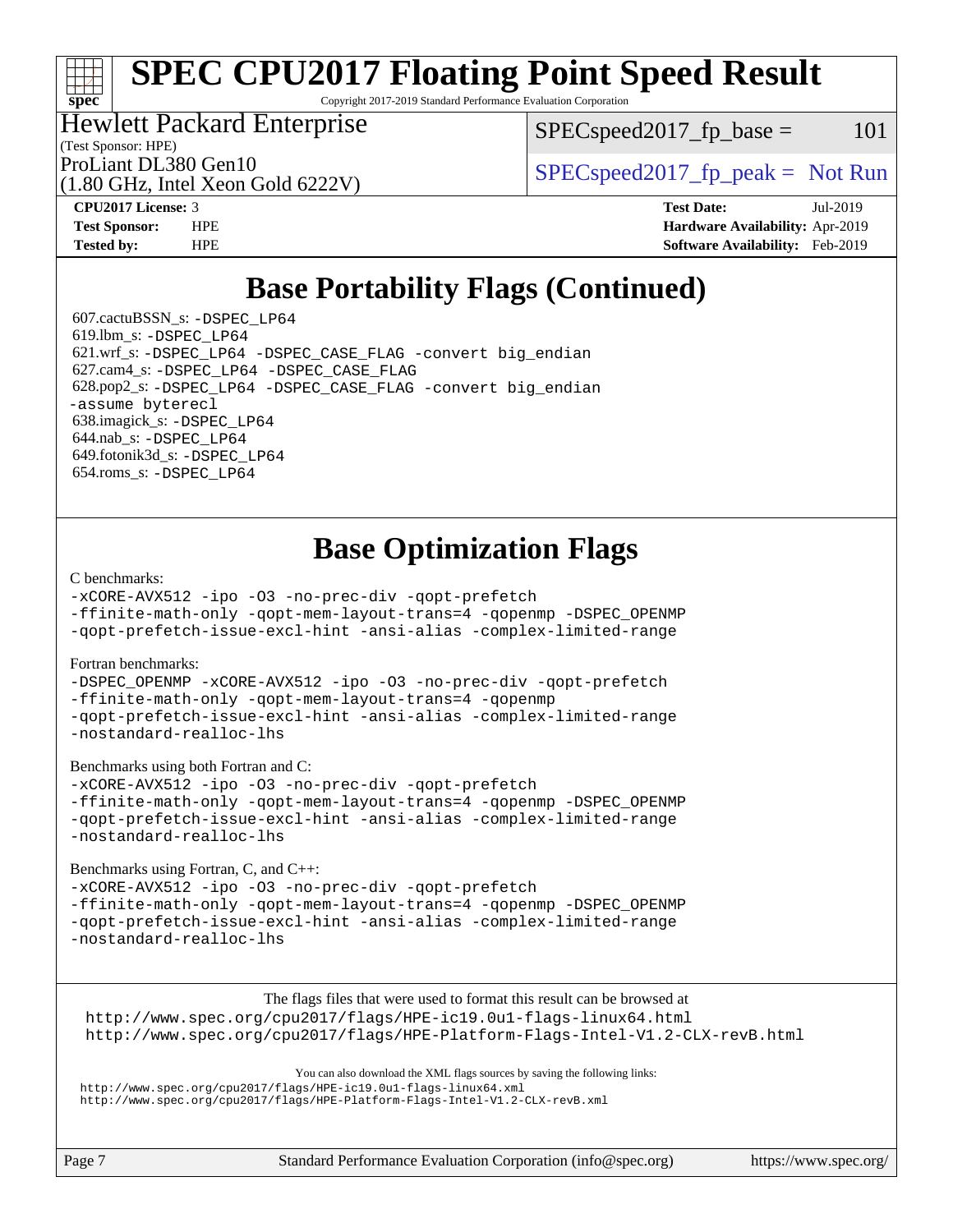# SPEC CPU2017 Floating Point Speed Result

Copyright 2017-2019 Standard Performance Evaluation Corporation

Hewlett Packard Enterprise
(Test Sponsor: HPE)
ProLiant DL380 Gen10
(1.80 GHz, Intel Xeon Gold 6222V)

SPECspeed2017_fp_base = 101

SPECspeed2017_fp_peak = Not Run

**CPU2017 License:** 3
**Test Sponsor:** HPE
**Tested by:** HPE

**Test Date:** Jul-2019
**Hardware Availability:** Apr-2019
**Software Availability:** Feb-2019

## Base Portability Flags (Continued)

607.cactuBSSN_s: -DSPEC_LP64
619.lbm_s: -DSPEC_LP64
621.wrf_s: -DSPEC_LP64 -DSPEC_CASE_FLAG -convert big_endian
627.cam4_s: -DSPEC_LP64 -DSPEC_CASE_FLAG
628.pop2_s: -DSPEC_LP64 -DSPEC_CASE_FLAG -convert big_endian -assume byterecl
638.imagick_s: -DSPEC_LP64
644.nab_s: -DSPEC_LP64
649.fotonik3d_s: -DSPEC_LP64
654.roms_s: -DSPEC_LP64

## Base Optimization Flags

C benchmarks:
-xCORE-AVX512 -ipo -O3 -no-prec-div -qopt-prefetch -ffinite-math-only -qopt-mem-layout-trans=4 -qopenmp -DSPEC_OPENMP -qopt-prefetch-issue-excl-hint -ansi-alias -complex-limited-range

Fortran benchmarks:
-DSPEC_OPENMP -xCORE-AVX512 -ipo -O3 -no-prec-div -qopt-prefetch -ffinite-math-only -qopt-mem-layout-trans=4 -qopenmp -qopt-prefetch-issue-excl-hint -ansi-alias -complex-limited-range -nostandard-realloc-lhs

Benchmarks using both Fortran and C:
-xCORE-AVX512 -ipo -O3 -no-prec-div -qopt-prefetch -ffinite-math-only -qopt-mem-layout-trans=4 -qopenmp -DSPEC_OPENMP -qopt-prefetch-issue-excl-hint -ansi-alias -complex-limited-range -nostandard-realloc-lhs

Benchmarks using Fortran, C, and C++:
-xCORE-AVX512 -ipo -O3 -no-prec-div -qopt-prefetch -ffinite-math-only -qopt-mem-layout-trans=4 -qopenmp -DSPEC_OPENMP -qopt-prefetch-issue-excl-hint -ansi-alias -complex-limited-range -nostandard-realloc-lhs

The flags files that were used to format this result can be browsed at
http://www.spec.org/cpu2017/flags/HPE-ic19.0u1-flags-linux64.html
http://www.spec.org/cpu2017/flags/HPE-Platform-Flags-Intel-V1.2-CLX-revB.html

You can also download the XML flags sources by saving the following links:
http://www.spec.org/cpu2017/flags/HPE-ic19.0u1-flags-linux64.xml
http://www.spec.org/cpu2017/flags/HPE-Platform-Flags-Intel-V1.2-CLX-revB.xml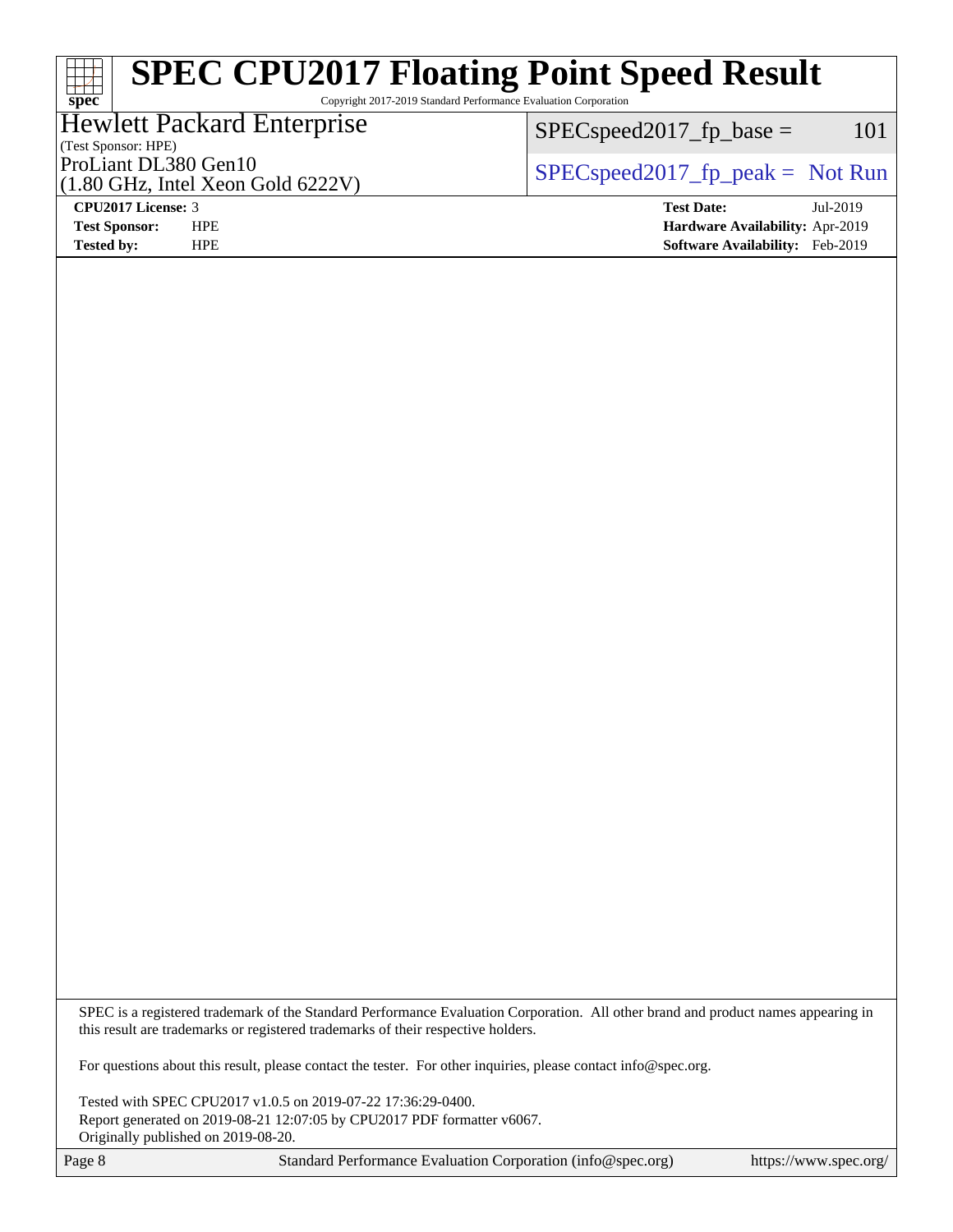SPEC is a registered trademark of the Standard Performance Evaluation Corporation. All other brand and product names appearing in this result are trademarks or registered trademarks of their respective holders.

For questions about this result, please contact the tester. For other inquiries, please contact info@spec.org.

Tested with SPEC CPU2017 v1.0.5 on 2019-07-22 17:36:29-0400.
Report generated on 2019-08-21 12:07:05 by CPU2017 PDF formatter v6067.
Originally published on 2019-08-20.